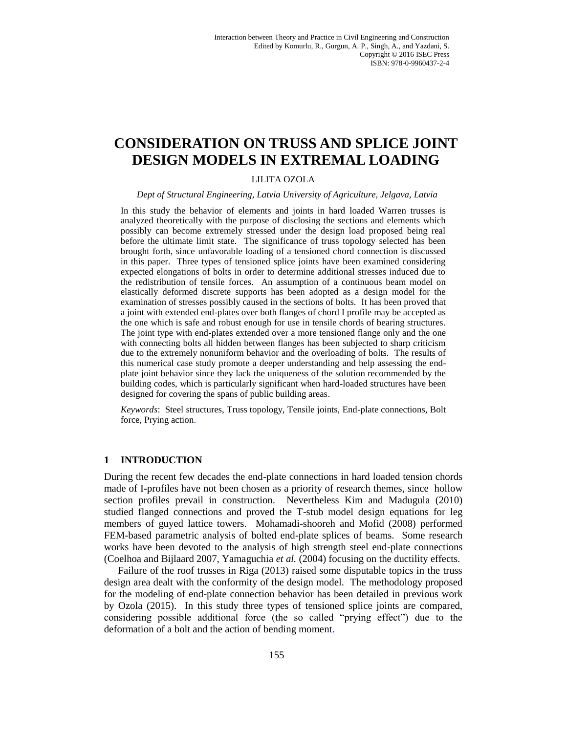Interaction between Theory and Practice in Civil Engineering and Construction
Edited by Komurlu, R., Gurgun, A. P., Singh, A., and Yazdani, S.
Copyright © 2016 ISEC Press
ISBN: 978-0-9960437-2-4

# CONSIDERATION ON TRUSS AND SPLICE JOINT DESIGN MODELS IN EXTREMAL LOADING

LILITA OZOLA

*Dept of Structural Engineering, Latvia University of Agriculture, Jelgava, Latvia*

In this study the behavior of elements and joints in hard loaded Warren trusses is analyzed theoretically with the purpose of disclosing the sections and elements which possibly can become extremely stressed under the design load proposed being real before the ultimate limit state. The significance of truss topology selected has been brought forth, since unfavorable loading of a tensioned chord connection is discussed in this paper. Three types of tensioned splice joints have been examined considering expected elongations of bolts in order to determine additional stresses induced due to the redistribution of tensile forces. An assumption of a continuous beam model on elastically deformed discrete supports has been adopted as a design model for the examination of stresses possibly caused in the sections of bolts. It has been proved that a joint with extended end-plates over both flanges of chord I profile may be accepted as the one which is safe and robust enough for use in tensile chords of bearing structures. The joint type with end-plates extended over a more tensioned flange only and the one with connecting bolts all hidden between flanges has been subjected to sharp criticism due to the extremely nonuniform behavior and the overloading of bolts. The results of this numerical case study promote a deeper understanding and help assessing the end-plate joint behavior since they lack the uniqueness of the solution recommended by the building codes, which is particularly significant when hard-loaded structures have been designed for covering the spans of public building areas.

*Keywords*: Steel structures, Truss topology, Tensile joints, End-plate connections, Bolt force, Prying action.

## 1 INTRODUCTION

During the recent few decades the end-plate connections in hard loaded tension chords made of I-profiles have not been chosen as a priority of research themes, since hollow section profiles prevail in construction. Nevertheless Kim and Madugula (2010) studied flanged connections and proved the T-stub model design equations for leg members of guyed lattice towers. Mohamadi-shooreh and Mofid (2008) performed FEM-based parametric analysis of bolted end-plate splices of beams. Some research works have been devoted to the analysis of high strength steel end-plate connections (Coelhoa and Bijlaard 2007, Yamaguchia *et al.* (2004) focusing on the ductility effects.

Failure of the roof trusses in Riga (2013) raised some disputable topics in the truss design area dealt with the conformity of the design model. The methodology proposed for the modeling of end-plate connection behavior has been detailed in previous work by Ozola (2015). In this study three types of tensioned splice joints are compared, considering possible additional force (the so called "prying effect") due to the deformation of a bolt and the action of bending moment.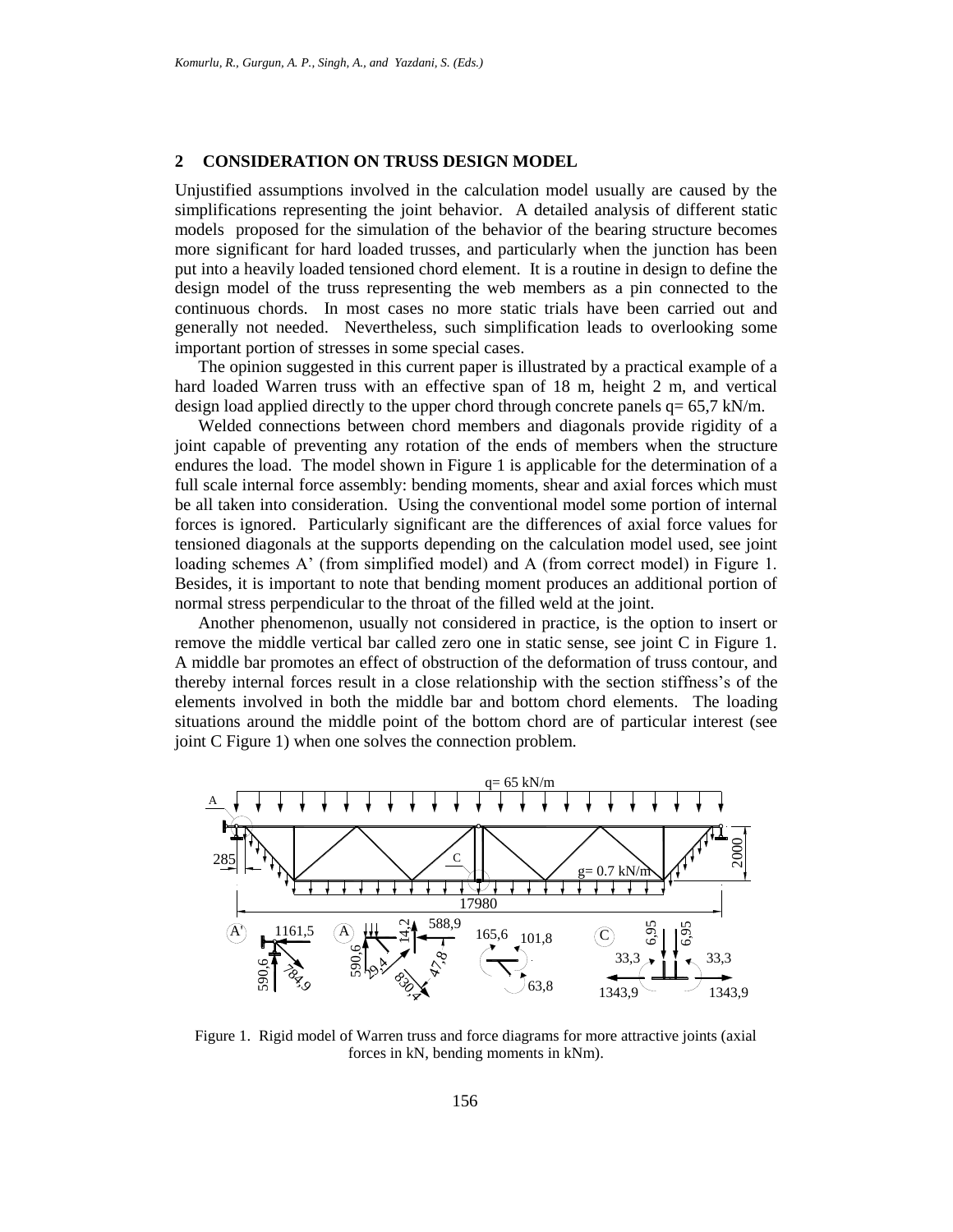## 2 CONSIDERATION ON TRUSS DESIGN MODEL

Unjustified assumptions involved in the calculation model usually are caused by the simplifications representing the joint behavior. A detailed analysis of different static models proposed for the simulation of the behavior of the bearing structure becomes more significant for hard loaded trusses, and particularly when the junction has been put into a heavily loaded tensioned chord element. It is a routine in design to define the design model of the truss representing the web members as a pin connected to the continuous chords. In most cases no more static trials have been carried out and generally not needed. Nevertheless, such simplification leads to overlooking some important portion of stresses in some special cases.

The opinion suggested in this current paper is illustrated by a practical example of a hard loaded Warren truss with an effective span of 18 m, height 2 m, and vertical design load applied directly to the upper chord through concrete panels q= 65,7 kN/m.

Welded connections between chord members and diagonals provide rigidity of a joint capable of preventing any rotation of the ends of members when the structure endures the load. The model shown in Figure 1 is applicable for the determination of a full scale internal force assembly: bending moments, shear and axial forces which must be all taken into consideration. Using the conventional model some portion of internal forces is ignored. Particularly significant are the differences of axial force values for tensioned diagonals at the supports depending on the calculation model used, see joint loading schemes A' (from simplified model) and A (from correct model) in Figure 1. Besides, it is important to note that bending moment produces an additional portion of normal stress perpendicular to the throat of the filled weld at the joint.

Another phenomenon, usually not considered in practice, is the option to insert or remove the middle vertical bar called zero one in static sense, see joint C in Figure 1. A middle bar promotes an effect of obstruction of the deformation of truss contour, and thereby internal forces result in a close relationship with the section stiffness's of the elements involved in both the middle bar and bottom chord elements. The loading situations around the middle point of the bottom chord are of particular interest (see joint C Figure 1) when one solves the connection problem.

Figure 1. Rigid model of Warren truss and force diagrams for more attractive joints (axial forces in kN, bending moments in kNm).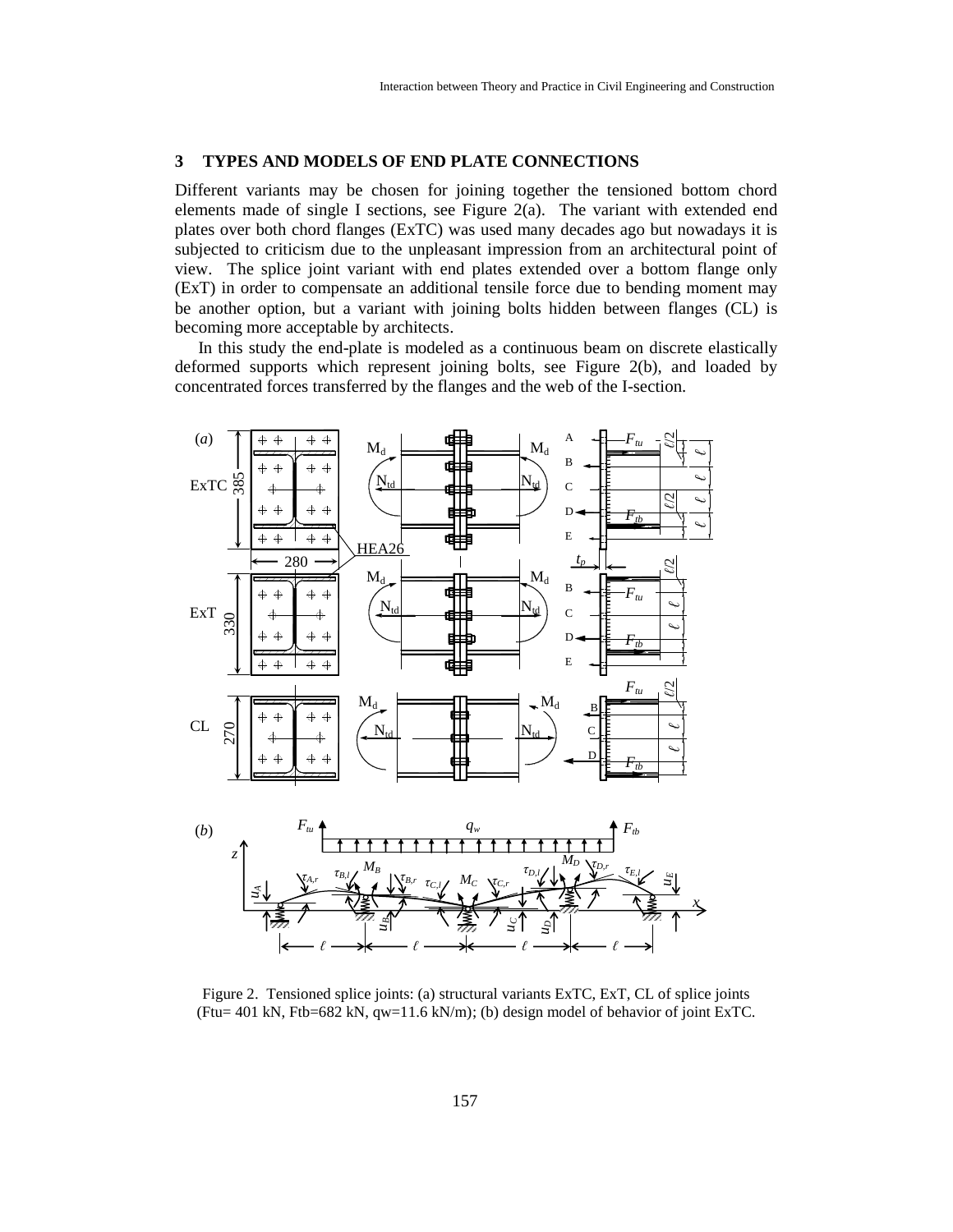## 3 TYPES AND MODELS OF END PLATE CONNECTIONS

Different variants may be chosen for joining together the tensioned bottom chord elements made of single I sections, see Figure 2(a). The variant with extended end plates over both chord flanges (ExTC) was used many decades ago but nowadays it is subjected to criticism due to the unpleasant impression from an architectural point of view. The splice joint variant with end plates extended over a bottom flange only (ExT) in order to compensate an additional tensile force due to bending moment may be another option, but a variant with joining bolts hidden between flanges (CL) is becoming more acceptable by architects.

In this study the end-plate is modeled as a continuous beam on discrete elastically deformed supports which represent joining bolts, see Figure 2(b), and loaded by concentrated forces transferred by the flanges and the web of the I-section.

Figure 2. Tensioned splice joints: (a) structural variants ExTC, ExT, CL of splice joints (Ftu= 401 kN, Ftb=682 kN, qw=11.6 kN/m); (b) design model of behavior of joint ExTC.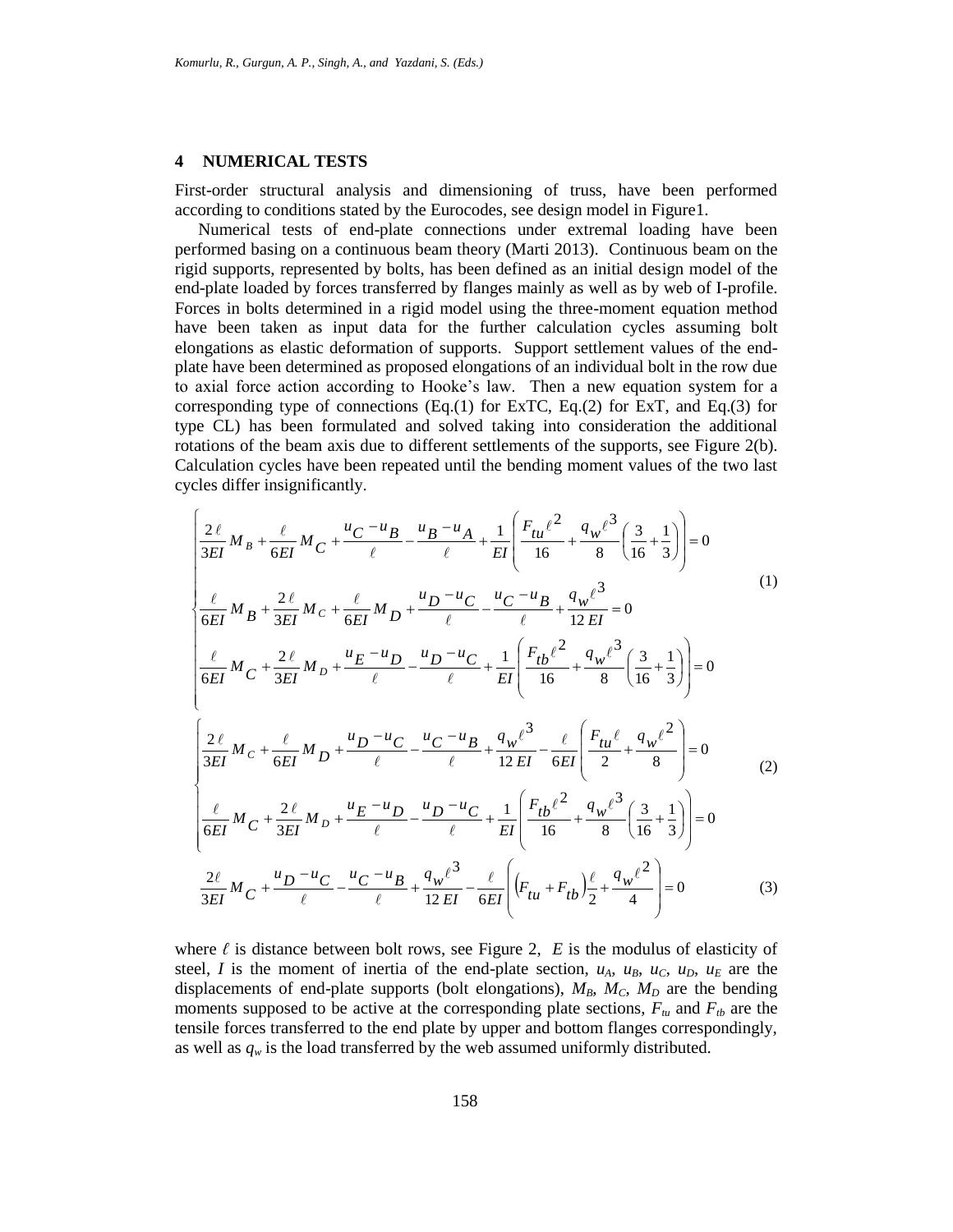## 4 NUMERICAL TESTS

First-order structural analysis and dimensioning of truss, have been performed according to conditions stated by the Eurocodes, see design model in Figure1.

Numerical tests of end-plate connections under extremal loading have been performed basing on a continuous beam theory (Marti 2013). Continuous beam on the rigid supports, represented by bolts, has been defined as an initial design model of the end-plate loaded by forces transferred by flanges mainly as well as by web of I-profile. Forces in bolts determined in a rigid model using the three-moment equation method have been taken as input data for the further calculation cycles assuming bolt elongations as elastic deformation of supports. Support settlement values of the end-plate have been determined as proposed elongations of an individual bolt in the row due to axial force action according to Hooke's law. Then a new equation system for a corresponding type of connections (Eq.(1) for ExTC, Eq.(2) for ExT, and Eq.(3) for type CL) has been formulated and solved taking into consideration the additional rotations of the beam axis due to different settlements of the supports, see Figure 2(b). Calculation cycles have been repeated until the bending moment values of the two last cycles differ insignificantly.

$$
\begin{cases}
\dfrac{2\ell}{3EI}M_B + \dfrac{\ell}{6EI}M_C + \dfrac{u_C - u_B}{\ell} - \dfrac{u_B - u_A}{\ell} + \dfrac{1}{EI}\left(\dfrac{F_{tu}\ell^2}{16} + \dfrac{q_w \ell^3}{8}\left(\dfrac{3}{16} + \dfrac{1}{3}\right)\right) = 0 \\[2ex]
\dfrac{\ell}{6EI}M_B + \dfrac{2\ell}{3EI}M_C + \dfrac{\ell}{6EI}M_D + \dfrac{u_D - u_C}{\ell} - \dfrac{u_C - u_B}{\ell} + \dfrac{q_w \ell^3}{12\,EI} = 0 \\[2ex]
\dfrac{\ell}{6EI}M_C + \dfrac{2\ell}{3EI}M_D + \dfrac{u_E - u_D}{\ell} - \dfrac{u_D - u_C}{\ell} + \dfrac{1}{EI}\left(\dfrac{F_{tb}\ell^2}{16} + \dfrac{q_w \ell^3}{8}\left(\dfrac{3}{16} + \dfrac{1}{3}\right)\right) = 0
\end{cases}
\tag{1}
$$

$$
\begin{cases}
\dfrac{2\ell}{3EI}M_C + \dfrac{\ell}{6EI}M_D + \dfrac{u_D - u_C}{\ell} - \dfrac{u_C - u_B}{\ell} + \dfrac{q_w \ell^3}{12\,EI} - \dfrac{\ell}{6EI}\left(\dfrac{F_{tu}\ell}{2} + \dfrac{q_w \ell^2}{8}\right) = 0 \\[2ex]
\dfrac{\ell}{6EI}M_C + \dfrac{2\ell}{3EI}M_D + \dfrac{u_E - u_D}{\ell} - \dfrac{u_D - u_C}{\ell} + \dfrac{1}{EI}\left(\dfrac{F_{tb}\ell^2}{16} + \dfrac{q_w \ell^3}{8}\left(\dfrac{3}{16} + \dfrac{1}{3}\right)\right) = 0
\end{cases}
\tag{2}
$$

$$
\dfrac{2\ell}{3EI}M_C + \dfrac{u_D - u_C}{\ell} - \dfrac{u_C - u_B}{\ell} + \dfrac{q_w \ell^3}{12\,EI} - \dfrac{\ell}{6EI}\left(\left(F_{tu} + F_{tb}\right)\dfrac{\ell}{2} + \dfrac{q_w \ell^2}{4}\right) = 0
\tag{3}
$$

where $\ell$ is distance between bolt rows, see Figure 2, $E$ is the modulus of elasticity of steel, $I$ is the moment of inertia of the end-plate section, $u_A$, $u_B$, $u_C$, $u_D$, $u_E$ are the displacements of end-plate supports (bolt elongations), $M_B$, $M_C$, $M_D$ are the bending moments supposed to be active at the corresponding plate sections, $F_{tu}$ and $F_{tb}$ are the tensile forces transferred to the end plate by upper and bottom flanges correspondingly, as well as $q_w$ is the load transferred by the web assumed uniformly distributed.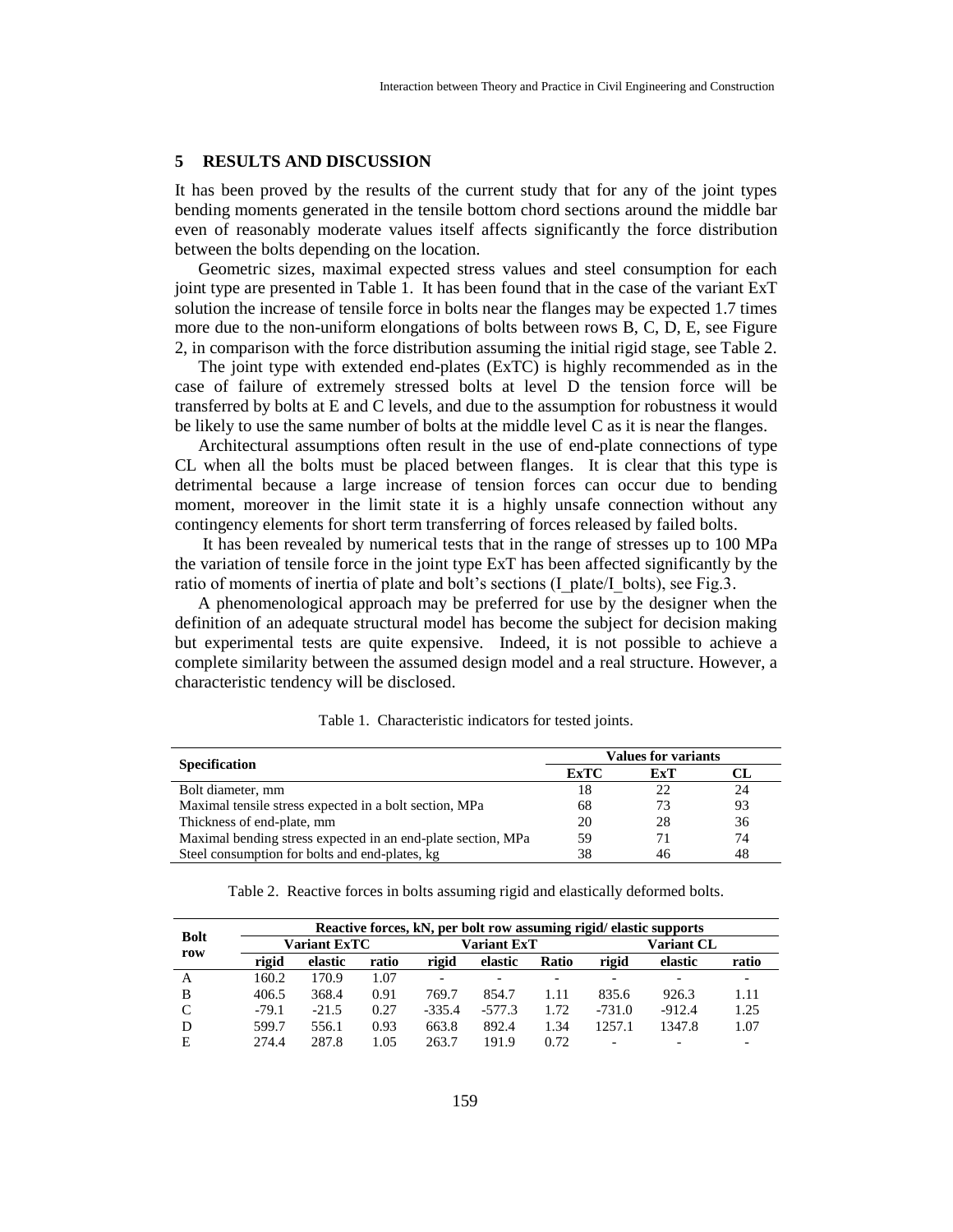## 5 RESULTS AND DISCUSSION

It has been proved by the results of the current study that for any of the joint types bending moments generated in the tensile bottom chord sections around the middle bar even of reasonably moderate values itself affects significantly the force distribution between the bolts depending on the location.

Geometric sizes, maximal expected stress values and steel consumption for each joint type are presented in Table 1. It has been found that in the case of the variant ExT solution the increase of tensile force in bolts near the flanges may be expected 1.7 times more due to the non-uniform elongations of bolts between rows B, C, D, E, see Figure 2, in comparison with the force distribution assuming the initial rigid stage, see Table 2.

The joint type with extended end-plates (ExTC) is highly recommended as in the case of failure of extremely stressed bolts at level D the tension force will be transferred by bolts at E and C levels, and due to the assumption for robustness it would be likely to use the same number of bolts at the middle level C as it is near the flanges.

Architectural assumptions often result in the use of end-plate connections of type CL when all the bolts must be placed between flanges. It is clear that this type is detrimental because a large increase of tension forces can occur due to bending moment, moreover in the limit state it is a highly unsafe connection without any contingency elements for short term transferring of forces released by failed bolts.

It has been revealed by numerical tests that in the range of stresses up to 100 MPa the variation of tensile force in the joint type ExT has been affected significantly by the ratio of moments of inertia of plate and bolt's sections (I_plate/I_bolts), see Fig.3.

A phenomenological approach may be preferred for use by the designer when the definition of an adequate structural model has become the subject for decision making but experimental tests are quite expensive. Indeed, it is not possible to achieve a complete similarity between the assumed design model and a real structure. However, a characteristic tendency will be disclosed.

Table 1. Characteristic indicators for tested joints.

| Specification | Values for variants | | |
|---|---|---|---|
| | ExTC | ExT | CL |
| Bolt diameter, mm | 18 | 22 | 24 |
| Maximal tensile stress expected in a bolt section, MPa | 68 | 73 | 93 |
| Thickness of end-plate, mm | 20 | 28 | 36 |
| Maximal bending stress expected in an end-plate section, MPa | 59 | 71 | 74 |
| Steel consumption for bolts and end-plates, kg | 38 | 46 | 48 |

Table 2. Reactive forces in bolts assuming rigid and elastically deformed bolts.

| Bolt row | Reactive forces, kN, per bolt row assuming rigid/ elastic supports | | | | | | | | |
|---|---|---|---|---|---|---|---|---|---|
| | Variant ExTC | | | Variant ExT | | | Variant CL | | |
| | rigid | elastic | ratio | rigid | elastic | Ratio | rigid | elastic | ratio |
| A | 160.2 | 170.9 | 1.07 | - | - | - | - | - | - |
| B | 406.5 | 368.4 | 0.91 | 769.7 | 854.7 | 1.11 | 835.6 | 926.3 | 1.11 |
| C | -79.1 | -21.5 | 0.27 | -335.4 | -577.3 | 1.72 | -731.0 | -912.4 | 1.25 |
| D | 599.7 | 556.1 | 0.93 | 663.8 | 892.4 | 1.34 | 1257.1 | 1347.8 | 1.07 |
| E | 274.4 | 287.8 | 1.05 | 263.7 | 191.9 | 0.72 | - | - | - |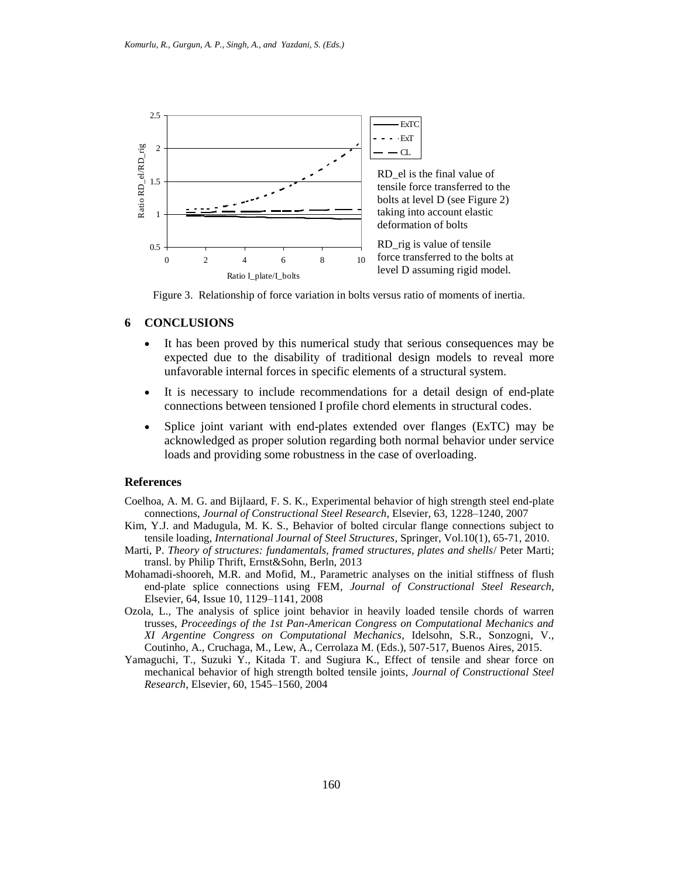2.5

2

1.5

1

0.5

0 2 4 6 8 10

Ratio RD_el/RD_rig

Ratio I_plate/I_bolts

ExTC

ExT

CL

RD_el is the final value of tensile force transferred to the bolts at level D (see Figure 2) taking into account elastic deformation of bolts

RD_rig is value of tensile force transferred to the bolts at level D assuming rigid model.

Figure 3. Relationship of force variation in bolts versus ratio of moments of inertia.

## 6 CONCLUSIONS

- It has been proved by this numerical study that serious consequences may be expected due to the disability of traditional design models to reveal more unfavorable internal forces in specific elements of a structural system.
- It is necessary to include recommendations for a detail design of end-plate connections between tensioned I profile chord elements in structural codes.
- Splice joint variant with end-plates extended over flanges (ExTC) may be acknowledged as proper solution regarding both normal behavior under service loads and providing some robustness in the case of overloading.

## References

Coelhoa, A. M. G. and Bijlaard, F. S. K., Experimental behavior of high strength steel end-plate connections, *Journal of Constructional Steel Research*, Elsevier, 63, 1228–1240, 2007

Kim, Y.J. and Madugula, M. K. S., Behavior of bolted circular flange connections subject to tensile loading, *International Journal of Steel Structures*, Springer, Vol.10(1), 65-71, 2010.

Marti, P. *Theory of structures: fundamentals, framed structures, plates and shells*/ Peter Marti; transl. by Philip Thrift, Ernst&Sohn, Berln, 2013

Mohamadi-shooreh, M.R. and Mofid, M., Parametric analyses on the initial stiffness of flush end-plate splice connections using FEM, *Journal of Constructional Steel Research*, Elsevier, 64, Issue 10, 1129–1141, 2008

Ozola, L., The analysis of splice joint behavior in heavily loaded tensile chords of warren trusses, *Proceedings of the 1st Pan-American Congress on Computational Mechanics and XI Argentine Congress on Computational Mechanics*, Idelsohn, S.R., Sonzogni, V., Coutinho, A., Cruchaga, M., Lew, A., Cerrolaza M. (Eds.), 507-517, Buenos Aires, 2015.

Yamaguchi, T., Suzuki Y., Kitada T. and Sugiura K., Effect of tensile and shear force on mechanical behavior of high strength bolted tensile joints, *Journal of Constructional Steel Research*, Elsevier, 60, 1545–1560, 2004